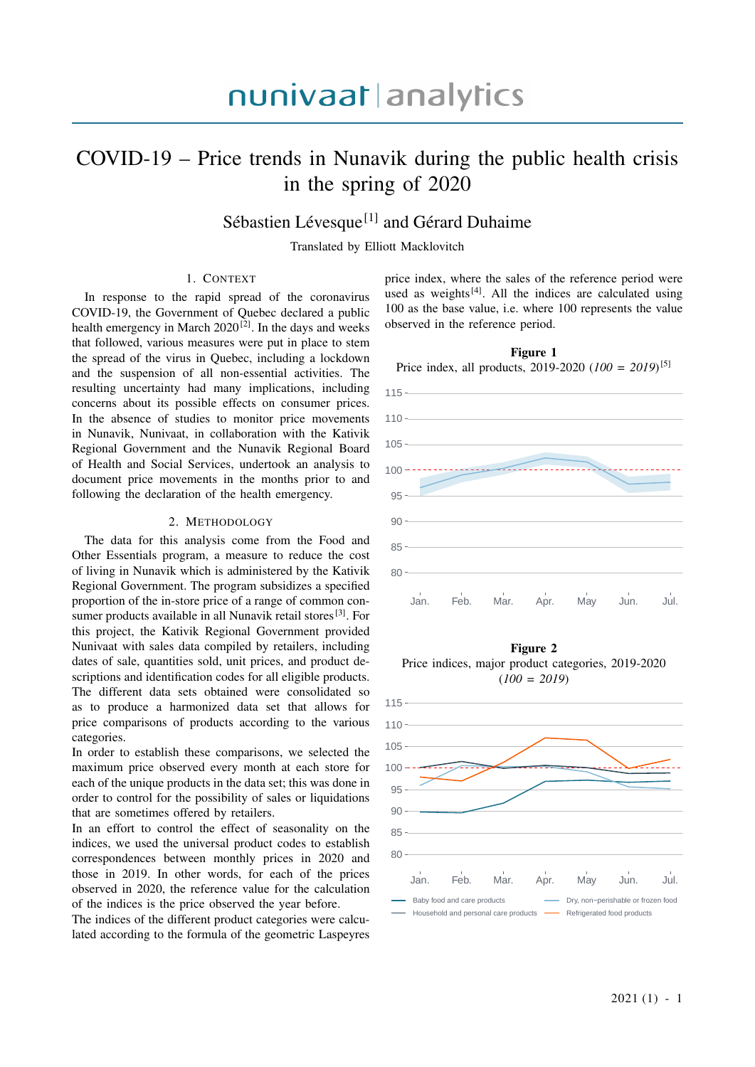nunivaat | analytics

# COVID-19 – Price trends in Nunavik during the public health crisis in the spring of 2020

Sébastien Lévesque[1] and Gérard Duhaime

Translated by Elliott Macklovitch

## 1. Context

In response to the rapid spread of the coronavirus COVID-19, the Government of Quebec declared a public health emergency in March 2020[2]. In the days and weeks that followed, various measures were put in place to stem the spread of the virus in Quebec, including a lockdown and the suspension of all non-essential activities. The resulting uncertainty had many implications, including concerns about its possible effects on consumer prices. In the absence of studies to monitor price movements in Nunavik, Nunivaat, in collaboration with the Kativik Regional Government and the Nunavik Regional Board of Health and Social Services, undertook an analysis to document price movements in the months prior to and following the declaration of the health emergency.

## 2. Methodology

The data for this analysis come from the Food and Other Essentials program, a measure to reduce the cost of living in Nunavik which is administered by the Kativik Regional Government. The program subsidizes a specified proportion of the in-store price of a range of common consumer products available in all Nunavik retail stores[3]. For this project, the Kativik Regional Government provided Nunivaat with sales data compiled by retailers, including dates of sale, quantities sold, unit prices, and product descriptions and identification codes for all eligible products. The different data sets obtained were consolidated so as to produce a harmonized data set that allows for price comparisons of products according to the various categories.

In order to establish these comparisons, we selected the maximum price observed every month at each store for each of the unique products in the data set; this was done in order to control for the possibility of sales or liquidations that are sometimes offered by retailers.

In an effort to control the effect of seasonality on the indices, we used the universal product codes to establish correspondences between monthly prices in 2020 and those in 2019. In other words, for each of the prices observed in 2020, the reference value for the calculation of the indices is the price observed the year before.

The indices of the different product categories were calculated according to the formula of the geometric Laspeyres price index, where the sales of the reference period were used as weights[4]. All the indices are calculated using 100 as the base value, i.e. where 100 represents the value observed in the reference period.

**Figure 1**
Price index, all products, 2019-2020 (*100 = 2019*)[5]

**Figure 2**
Price indices, major product categories, 2019-2020 (*100 = 2019*)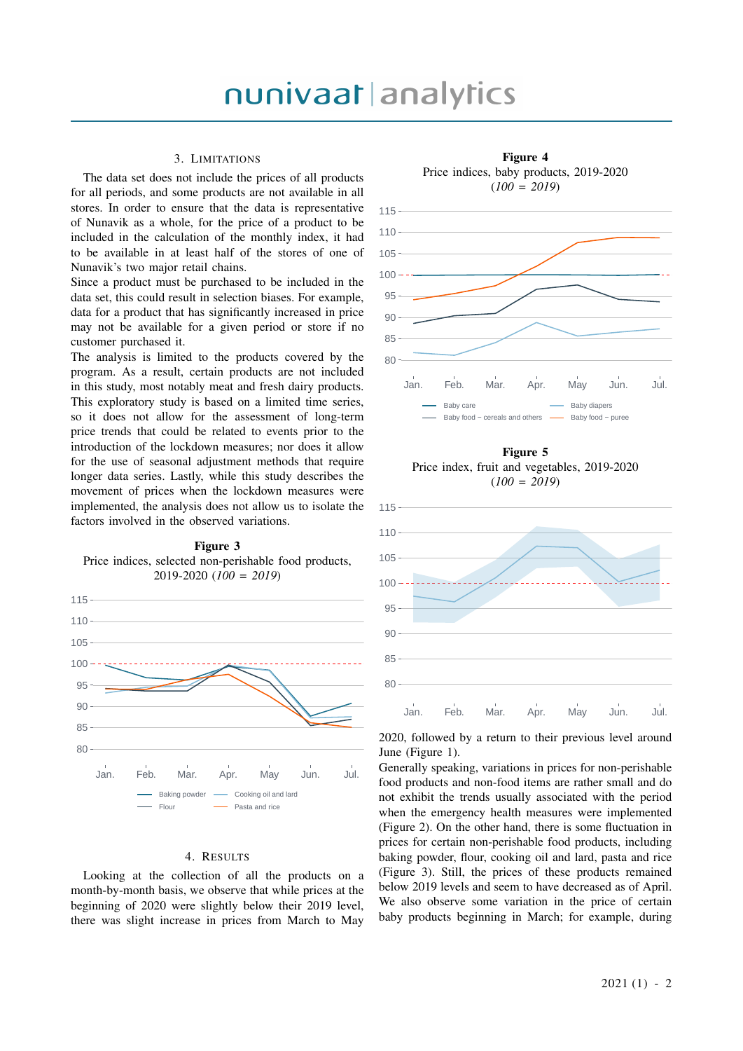## 3. Limitations

The data set does not include the prices of all products for all periods, and some products are not available in all stores. In order to ensure that the data is representative of Nunavik as a whole, for the price of a product to be included in the calculation of the monthly index, it had to be available in at least half of the stores of one of Nunavik's two major retail chains.

Since a product must be purchased to be included in the data set, this could result in selection biases. For example, data for a product that has significantly increased in price may not be available for a given period or store if no customer purchased it.

The analysis is limited to the products covered by the program. As a result, certain products are not included in this study, most notably meat and fresh dairy products.

This exploratory study is based on a limited time series, so it does not allow for the assessment of long-term price trends that could be related to events prior to the introduction of the lockdown measures; nor does it allow for the use of seasonal adjustment methods that require longer data series. Lastly, while this study describes the movement of prices when the lockdown measures were implemented, the analysis does not allow us to isolate the factors involved in the observed variations.

**Figure 3**
Price indices, selected non-perishable food products, 2019-2020 (*100 = 2019*)

## 4. Results

Looking at the collection of all the products on a month-by-month basis, we observe that while prices at the beginning of 2020 were slightly below their 2019 level, there was slight increase in prices from March to May 2020, followed by a return to their previous level around June (Figure 1).

Generally speaking, variations in prices for non-perishable food products and non-food items are rather small and do not exhibit the trends usually associated with the period when the emergency health measures were implemented (Figure 2). On the other hand, there is some fluctuation in prices for certain non-perishable food products, including baking powder, flour, cooking oil and lard, pasta and rice (Figure 3). Still, the prices of these products remained below 2019 levels and seem to have decreased as of April.

We also observe some variation in the price of certain baby products beginning in March; for example, during

**Figure 4**
Price indices, baby products, 2019-2020 (*100 = 2019*)

**Figure 5**
Price index, fruit and vegetables, 2019-2020 (*100 = 2019*)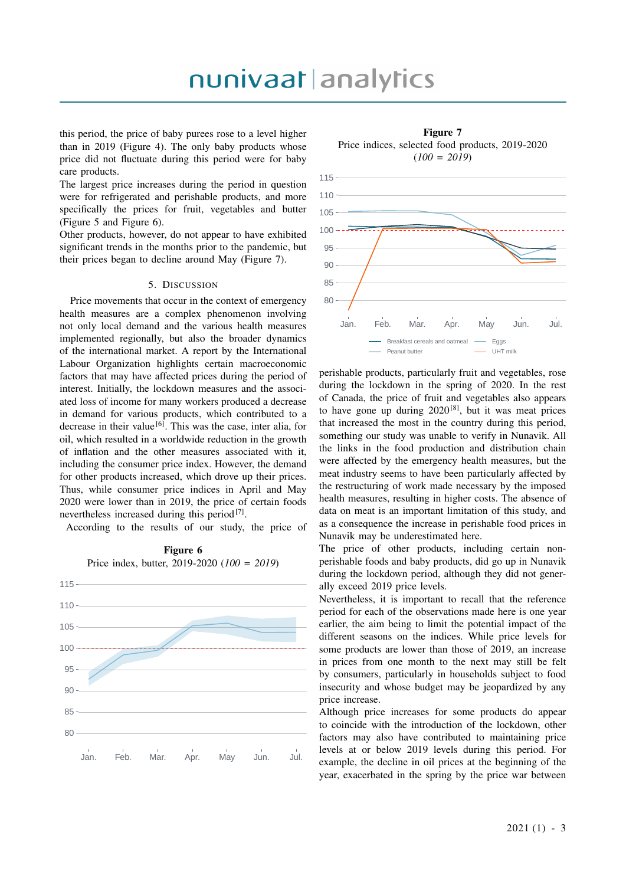this period, the price of baby purees rose to a level higher than in 2019 (Figure 4). The only baby products whose price did not fluctuate during this period were for baby care products.

The largest price increases during the period in question were for refrigerated and perishable products, and more specifically the prices for fruit, vegetables and butter (Figure 5 and Figure 6).

Other products, however, do not appear to have exhibited significant trends in the months prior to the pandemic, but their prices began to decline around May (Figure 7).

## 5. Discussion

Price movements that occur in the context of emergency health measures are a complex phenomenon involving not only local demand and the various health measures implemented regionally, but also the broader dynamics of the international market. A report by the International Labour Organization highlights certain macroeconomic factors that may have affected prices during the period of interest. Initially, the lockdown measures and the associated loss of income for many workers produced a decrease in demand for various products, which contributed to a decrease in their value[6]. This was the case, inter alia, for oil, which resulted in a worldwide reduction in the growth of inflation and the other measures associated with it, including the consumer price index. However, the demand for other products increased, which drove up their prices. Thus, while consumer price indices in April and May 2020 were lower than in 2019, the price of certain foods nevertheless increased during this period[7].

According to the results of our study, the price of perishable products, particularly fruit and vegetables, rose during the lockdown in the spring of 2020. In the rest of Canada, the price of fruit and vegetables also appears to have gone up during 2020[8], but it was meat prices that increased the most in the country during this period, something our study was unable to verify in Nunavik. All the links in the food production and distribution chain were affected by the emergency health measures, but the meat industry seems to have been particularly affected by the restructuring of work made necessary by the imposed health measures, resulting in higher costs. The absence of data on meat is an important limitation of this study, and as a consequence the increase in perishable food prices in Nunavik may be underestimated here.

The price of other products, including certain non-perishable foods and baby products, did go up in Nunavik during the lockdown period, although they did not generally exceed 2019 price levels.

Nevertheless, it is important to recall that the reference period for each of the observations made here is one year earlier, the aim being to limit the potential impact of the different seasons on the indices. While price levels for some products are lower than those of 2019, an increase in prices from one month to the next may still be felt by consumers, particularly in households subject to food insecurity and whose budget may be jeopardized by any price increase.

Although price increases for some products do appear to coincide with the introduction of the lockdown, other factors may also have contributed to maintaining price levels at or below 2019 levels during this period. For example, the decline in oil prices at the beginning of the year, exacerbated in the spring by the price war between

**Figure 6**
Price index, butter, 2019-2020 (*100 = 2019*)

**Figure 7**
Price indices, selected food products, 2019-2020
(*100 = 2019*)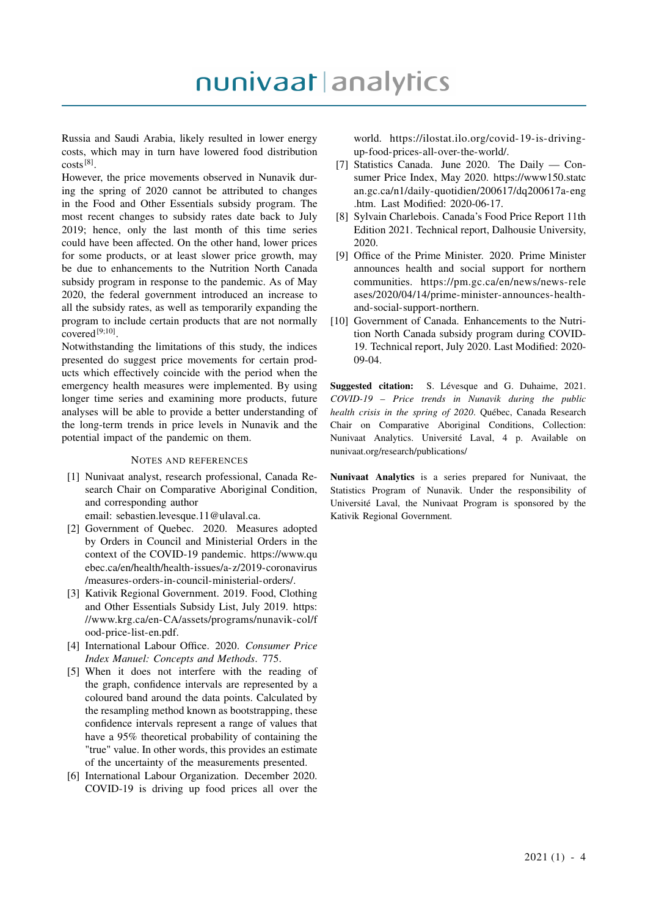Russia and Saudi Arabia, likely resulted in lower energy costs, which may in turn have lowered food distribution costs[8].

However, the price movements observed in Nunavik during the spring of 2020 cannot be attributed to changes in the Food and Other Essentials subsidy program. The most recent changes to subsidy rates date back to July 2019; hence, only the last month of this time series could have been affected. On the other hand, lower prices for some products, or at least slower price growth, may be due to enhancements to the Nutrition North Canada subsidy program in response to the pandemic. As of May 2020, the federal government introduced an increase to all the subsidy rates, as well as temporarily expanding the program to include certain products that are not normally covered[9;10].

Notwithstanding the limitations of this study, the indices presented do suggest price movements for certain products which effectively coincide with the period when the emergency health measures were implemented. By using longer time series and examining more products, future analyses will be able to provide a better understanding of the long-term trends in price levels in Nunavik and the potential impact of the pandemic on them.

## Notes and References

[1] Nunivaat analyst, research professional, Canada Research Chair on Comparative Aboriginal Condition, and corresponding author
email: sebastien.levesque.11@ulaval.ca.

[2] Government of Quebec. 2020. Measures adopted by Orders in Council and Ministerial Orders in the context of the COVID-19 pandemic. https://www.quebec.ca/en/health/health-issues/a-z/2019-coronavirus/measures-orders-in-council-ministerial-orders/.

[3] Kativik Regional Government. 2019. Food, Clothing and Other Essentials Subsidy List, July 2019. https://www.krg.ca/en-CA/assets/programs/nunavik-col/food-price-list-en.pdf.

[4] International Labour Office. 2020. *Consumer Price Index Manuel: Concepts and Methods*. 775.

[5] When it does not interfere with the reading of the graph, confidence intervals are represented by a coloured band around the data points. Calculated by the resampling method known as bootstrapping, these confidence intervals represent a range of values that have a 95% theoretical probability of containing the "true" value. In other words, this provides an estimate of the uncertainty of the measurements presented.

[6] International Labour Organization. December 2020. COVID-19 is driving up food prices all over the world. https://ilostat.ilo.org/covid-19-is-driving-up-food-prices-all-over-the-world/.

[7] Statistics Canada. June 2020. The Daily — Consumer Price Index, May 2020. https://www150.statcan.gc.ca/n1/daily-quotidien/200617/dq200617a-eng.htm. Last Modified: 2020-06-17.

[8] Sylvain Charlebois. Canada's Food Price Report 11th Edition 2021. Technical report, Dalhousie University, 2020.

[9] Office of the Prime Minister. 2020. Prime Minister announces health and social support for northern communities. https://pm.gc.ca/en/news/news-releases/2020/04/14/prime-minister-announces-health-and-social-support-northern.

[10] Government of Canada. Enhancements to the Nutrition North Canada subsidy program during COVID-19. Technical report, July 2020. Last Modified: 2020-09-04.

**Suggested citation:** S. Lévesque and G. Duhaime, 2021. *COVID-19 – Price trends in Nunavik during the public health crisis in the spring of 2020*. Québec, Canada Research Chair on Comparative Aboriginal Conditions, Collection: Nunivaat Analytics. Université Laval, 4 p. Available on nunivaat.org/research/publications/

**Nunivaat Analytics** is a series prepared for Nunivaat, the Statistics Program of Nunavik. Under the responsibility of Université Laval, the Nunivaat Program is sponsored by the Kativik Regional Government.